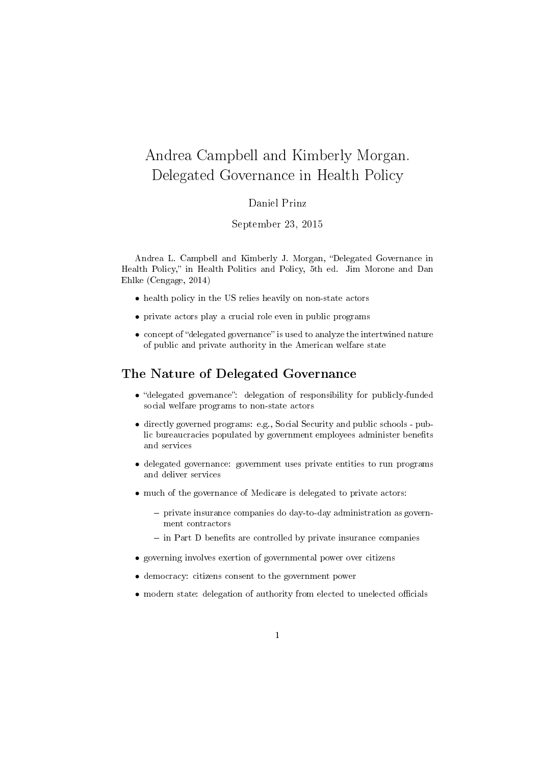# Andrea Campbell and Kimberly Morgan. Delegated Governance in Health Policy

Daniel Prinz

September 23, 2015

Andrea L. Campbell and Kimberly J. Morgan, "Delegated Governance in Health Policy," in Health Politics and Policy, 5th ed. Jim Morone and Dan Ehlke (Cengage, 2014)

- health policy in the US relies heavily on non-state actors
- private actors play a crucial role even in public programs
- concept of "delegated governance" is used to analyze the intertwined nature of public and private authority in the American welfare state

## The Nature of Delegated Governance

- "delegated governance": delegation of responsibility for publicly-funded social welfare programs to non-state actors
- directly governed programs: e.g., Social Security and public schools - public bureaucracies populated by government employees administer benefits and services
- delegated governance: government uses private entities to run programs and deliver services
- much of the governance of Medicare is delegated to private actors:
  - private insurance companies do day-to-day administration as government contractors
  - in Part D benefits are controlled by private insurance companies
- governing involves exertion of governmental power over citizens
- democracy: citizens consent to the government power
- modern state: delegation of authority from elected to unelected officials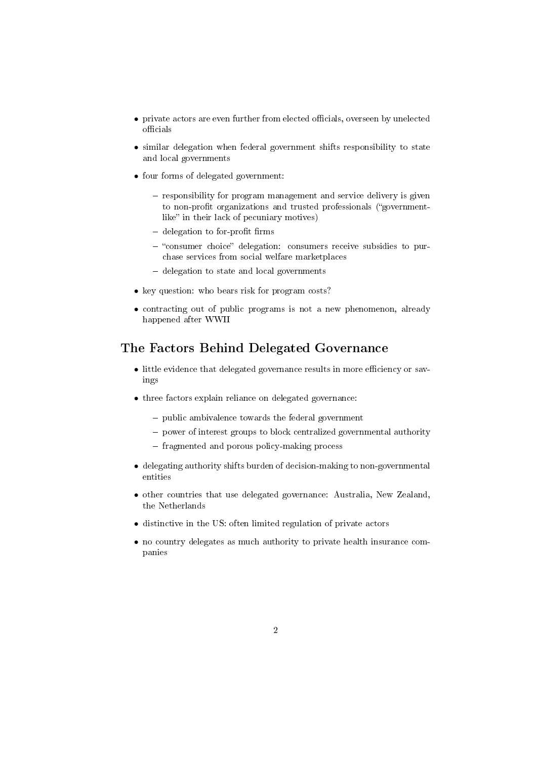- private actors are even further from elected officials, overseen by unelected officials
- similar delegation when federal government shifts responsibility to state and local governments
- four forms of delegated government:
  - responsibility for program management and service delivery is given to non-profit organizations and trusted professionals ("government-like" in their lack of pecuniary motives)
  - delegation to for-profit firms
  - "consumer choice" delegation: consumers receive subsidies to purchase services from social welfare marketplaces
  - delegation to state and local governments
- key question: who bears risk for program costs?
- contracting out of public programs is not a new phenomenon, already happened after WWII

## The Factors Behind Delegated Governance

- little evidence that delegated governance results in more efficiency or savings
- three factors explain reliance on delegated governance:
  - public ambivalence towards the federal government
  - power of interest groups to block centralized governmental authority
  - fragmented and porous policy-making process
- delegating authority shifts burden of decision-making to non-governmental entities
- other countries that use delegated governance: Australia, New Zealand, the Netherlands
- distinctive in the US: often limited regulation of private actors
- no country delegates as much authority to private health insurance companies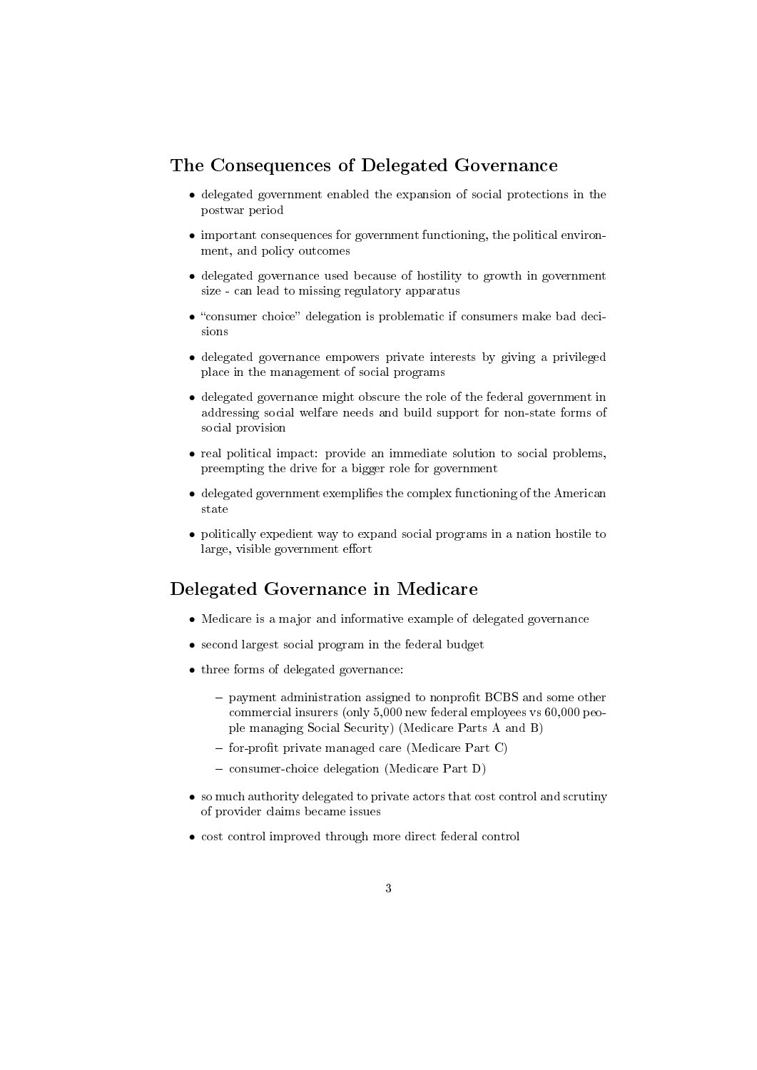## The Consequences of Delegated Governance

- delegated government enabled the expansion of social protections in the postwar period
- important consequences for government functioning, the political environment, and policy outcomes
- delegated governance used because of hostility to growth in government size - can lead to missing regulatory apparatus
- "consumer choice" delegation is problematic if consumers make bad decisions
- delegated governance empowers private interests by giving a privileged place in the management of social programs
- delegated governance might obscure the role of the federal government in addressing social welfare needs and build support for non-state forms of social provision
- real political impact: provide an immediate solution to social problems, preempting the drive for a bigger role for government
- delegated government exemplifies the complex functioning of the American state
- politically expedient way to expand social programs in a nation hostile to large, visible government effort

## Delegated Governance in Medicare

- Medicare is a major and informative example of delegated governance
- second largest social program in the federal budget
- three forms of delegated governance:
  - payment administration assigned to nonprofit BCBS and some other commercial insurers (only 5,000 new federal employees vs 60,000 people managing Social Security) (Medicare Parts A and B)
  - for-profit private managed care (Medicare Part C)
  - consumer-choice delegation (Medicare Part D)
- so much authority delegated to private actors that cost control and scrutiny of provider claims became issues
- cost control improved through more direct federal control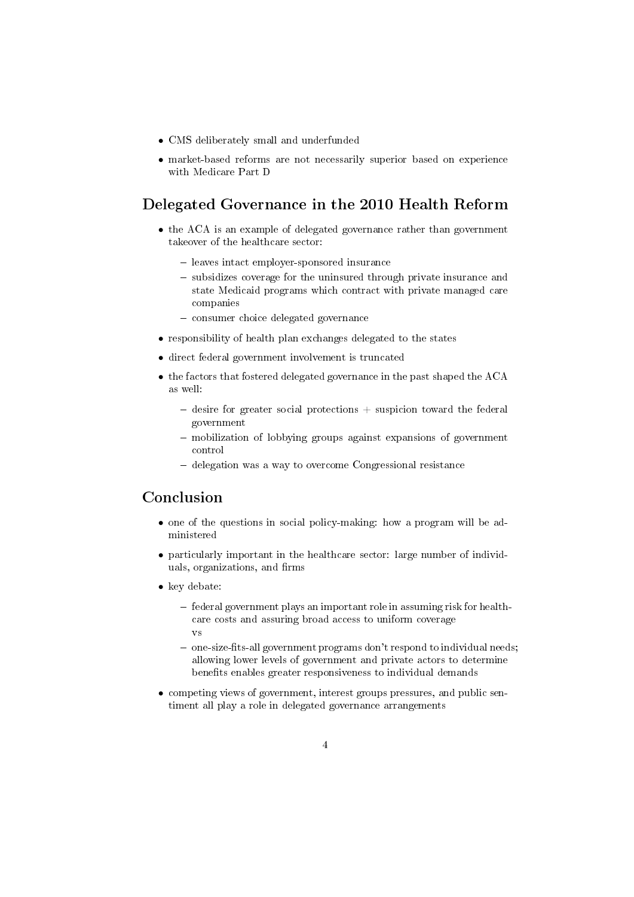- CMS deliberately small and underfunded
- market-based reforms are not necessarily superior based on experience with Medicare Part D

## Delegated Governance in the 2010 Health Reform

- the ACA is an example of delegated governance rather than government takeover of the healthcare sector:
  - leaves intact employer-sponsored insurance
  - subsidizes coverage for the uninsured through private insurance and state Medicaid programs which contract with private managed care companies
  - consumer choice delegated governance
- responsibility of health plan exchanges delegated to the states
- direct federal government involvement is truncated
- the factors that fostered delegated governance in the past shaped the ACA as well:
  - desire for greater social protections + suspicion toward the federal government
  - mobilization of lobbying groups against expansions of government control
  - delegation was a way to overcome Congressional resistance

## Conclusion

- one of the questions in social policy-making: how a program will be administered
- particularly important in the healthcare sector: large number of individuals, organizations, and firms
- key debate:
  - federal government plays an important role in assuming risk for healthcare costs and assuring broad access to uniform coverage
    vs
  - one-size-fits-all government programs don't respond to individual needs; allowing lower levels of government and private actors to determine benefits enables greater responsiveness to individual demands
- competing views of government, interest groups pressures, and public sentiment all play a role in delegated governance arrangements